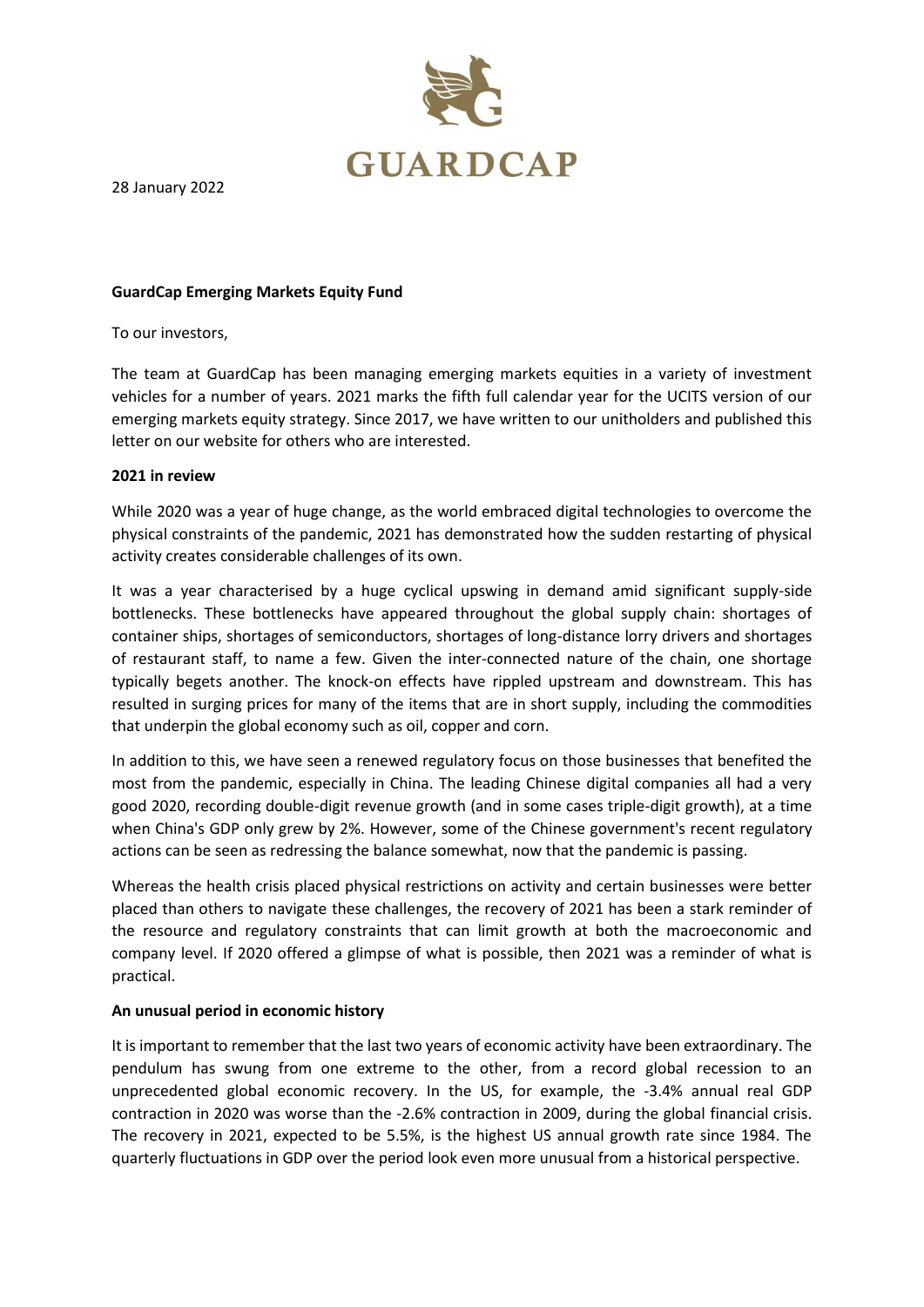GUARDCAP

28 January 2022

**GuardCap Emerging Markets Equity Fund**

To our investors,

The team at GuardCap has been managing emerging markets equities in a variety of investment vehicles for a number of years. 2021 marks the fifth full calendar year for the UCITS version of our emerging markets equity strategy. Since 2017, we have written to our unitholders and published this letter on our website for others who are interested.

**2021 in review**

While 2020 was a year of huge change, as the world embraced digital technologies to overcome the physical constraints of the pandemic, 2021 has demonstrated how the sudden restarting of physical activity creates considerable challenges of its own.

It was a year characterised by a huge cyclical upswing in demand amid significant supply-side bottlenecks. These bottlenecks have appeared throughout the global supply chain: shortages of container ships, shortages of semiconductors, shortages of long-distance lorry drivers and shortages of restaurant staff, to name a few. Given the inter-connected nature of the chain, one shortage typically begets another. The knock-on effects have rippled upstream and downstream. This has resulted in surging prices for many of the items that are in short supply, including the commodities that underpin the global economy such as oil, copper and corn.

In addition to this, we have seen a renewed regulatory focus on those businesses that benefited the most from the pandemic, especially in China. The leading Chinese digital companies all had a very good 2020, recording double-digit revenue growth (and in some cases triple-digit growth), at a time when China's GDP only grew by 2%. However, some of the Chinese government's recent regulatory actions can be seen as redressing the balance somewhat, now that the pandemic is passing.

Whereas the health crisis placed physical restrictions on activity and certain businesses were better placed than others to navigate these challenges, the recovery of 2021 has been a stark reminder of the resource and regulatory constraints that can limit growth at both the macroeconomic and company level. If 2020 offered a glimpse of what is possible, then 2021 was a reminder of what is practical.

**An unusual period in economic history**

It is important to remember that the last two years of economic activity have been extraordinary. The pendulum has swung from one extreme to the other, from a record global recession to an unprecedented global economic recovery. In the US, for example, the -3.4% annual real GDP contraction in 2020 was worse than the -2.6% contraction in 2009, during the global financial crisis. The recovery in 2021, expected to be 5.5%, is the highest US annual growth rate since 1984. The quarterly fluctuations in GDP over the period look even more unusual from a historical perspective.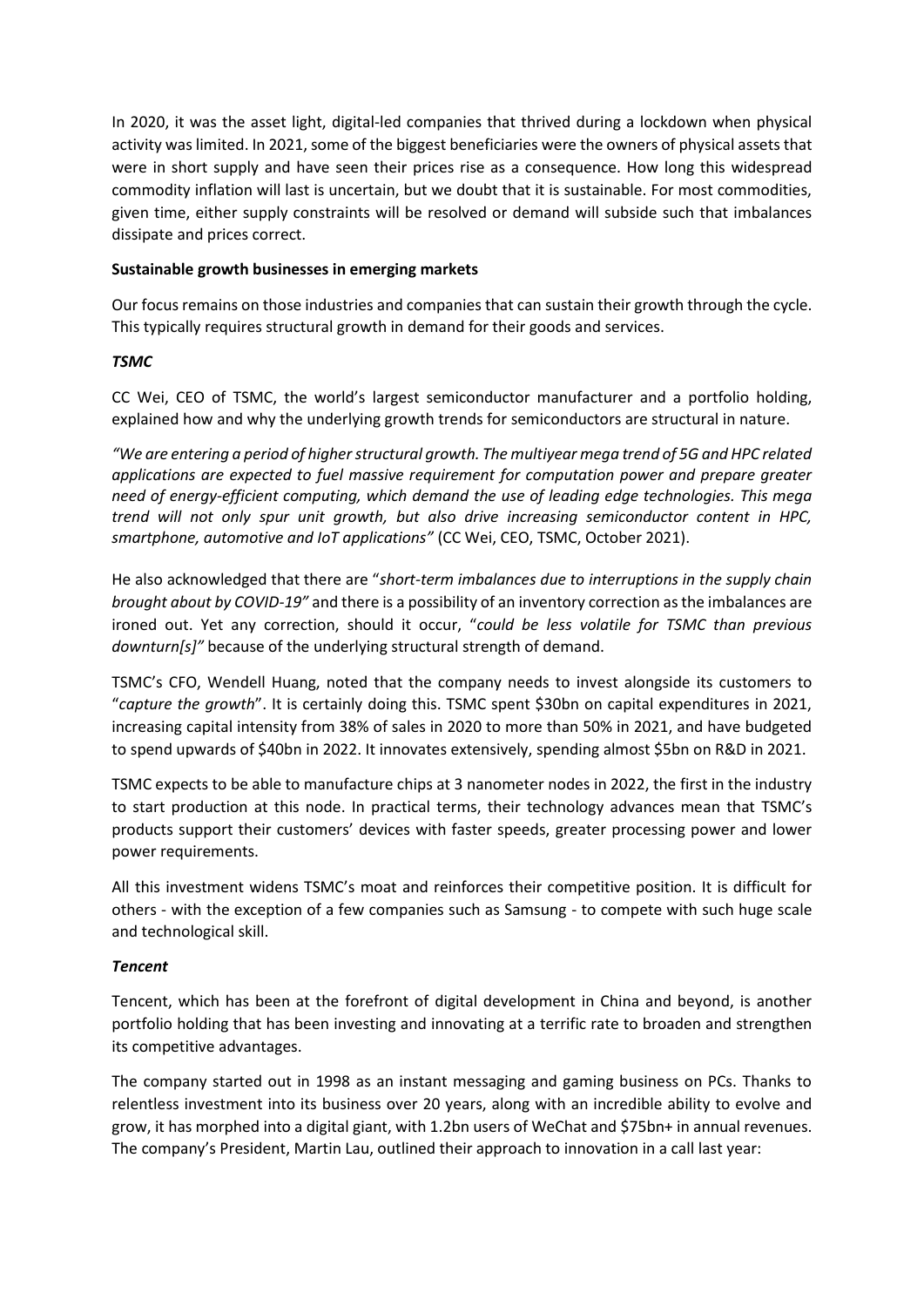In 2020, it was the asset light, digital-led companies that thrived during a lockdown when physical activity was limited. In 2021, some of the biggest beneficiaries were the owners of physical assets that were in short supply and have seen their prices rise as a consequence. How long this widespread commodity inflation will last is uncertain, but we doubt that it is sustainable. For most commodities, given time, either supply constraints will be resolved or demand will subside such that imbalances dissipate and prices correct.

**Sustainable growth businesses in emerging markets**

Our focus remains on those industries and companies that can sustain their growth through the cycle. This typically requires structural growth in demand for their goods and services.

***TSMC***

CC Wei, CEO of TSMC, the world's largest semiconductor manufacturer and a portfolio holding, explained how and why the underlying growth trends for semiconductors are structural in nature.

*"We are entering a period of higher structural growth. The multiyear mega trend of 5G and HPC related applications are expected to fuel massive requirement for computation power and prepare greater need of energy-efficient computing, which demand the use of leading edge technologies. This mega trend will not only spur unit growth, but also drive increasing semiconductor content in HPC, smartphone, automotive and IoT applications"* (CC Wei, CEO, TSMC, October 2021).

He also acknowledged that there are "*short-term imbalances due to interruptions in the supply chain brought about by COVID-19"* and there is a possibility of an inventory correction as the imbalances are ironed out. Yet any correction, should it occur, "*could be less volatile for TSMC than previous downturn[s]"* because of the underlying structural strength of demand.

TSMC's CFO, Wendell Huang, noted that the company needs to invest alongside its customers to "*capture the growth*". It is certainly doing this. TSMC spent $30bn on capital expenditures in 2021, increasing capital intensity from 38% of sales in 2020 to more than 50% in 2021, and have budgeted to spend upwards of $40bn in 2022. It innovates extensively, spending almost $5bn on R&D in 2021.

TSMC expects to be able to manufacture chips at 3 nanometer nodes in 2022, the first in the industry to start production at this node. In practical terms, their technology advances mean that TSMC's products support their customers' devices with faster speeds, greater processing power and lower power requirements.

All this investment widens TSMC's moat and reinforces their competitive position. It is difficult for others - with the exception of a few companies such as Samsung - to compete with such huge scale and technological skill.

***Tencent***

Tencent, which has been at the forefront of digital development in China and beyond, is another portfolio holding that has been investing and innovating at a terrific rate to broaden and strengthen its competitive advantages.

The company started out in 1998 as an instant messaging and gaming business on PCs. Thanks to relentless investment into its business over 20 years, along with an incredible ability to evolve and grow, it has morphed into a digital giant, with 1.2bn users of WeChat and $75bn+ in annual revenues. The company's President, Martin Lau, outlined their approach to innovation in a call last year: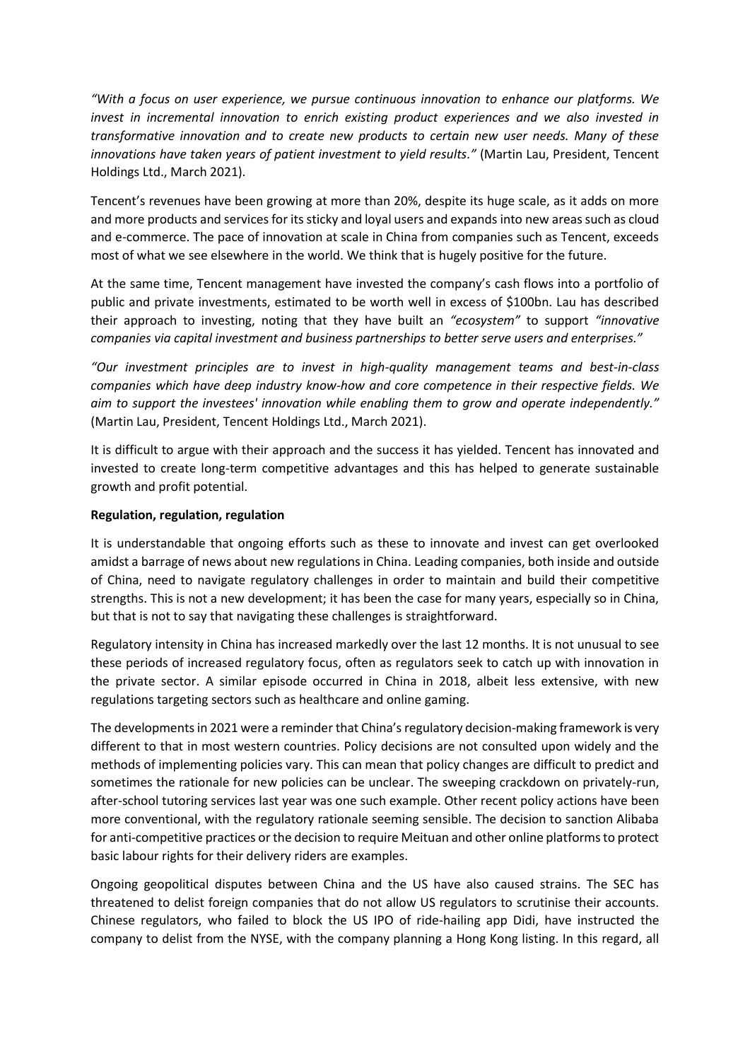*"With a focus on user experience, we pursue continuous innovation to enhance our platforms. We invest in incremental innovation to enrich existing product experiences and we also invested in transformative innovation and to create new products to certain new user needs. Many of these innovations have taken years of patient investment to yield results."* (Martin Lau, President, Tencent Holdings Ltd., March 2021).

Tencent's revenues have been growing at more than 20%, despite its huge scale, as it adds on more and more products and services for its sticky and loyal users and expands into new areas such as cloud and e-commerce. The pace of innovation at scale in China from companies such as Tencent, exceeds most of what we see elsewhere in the world. We think that is hugely positive for the future.

At the same time, Tencent management have invested the company's cash flows into a portfolio of public and private investments, estimated to be worth well in excess of $100bn. Lau has described their approach to investing, noting that they have built an *"ecosystem"* to support *"innovative companies via capital investment and business partnerships to better serve users and enterprises."*

*"Our investment principles are to invest in high-quality management teams and best-in-class companies which have deep industry know-how and core competence in their respective fields. We aim to support the investees' innovation while enabling them to grow and operate independently."* (Martin Lau, President, Tencent Holdings Ltd., March 2021).

It is difficult to argue with their approach and the success it has yielded. Tencent has innovated and invested to create long-term competitive advantages and this has helped to generate sustainable growth and profit potential.

**Regulation, regulation, regulation**

It is understandable that ongoing efforts such as these to innovate and invest can get overlooked amidst a barrage of news about new regulations in China. Leading companies, both inside and outside of China, need to navigate regulatory challenges in order to maintain and build their competitive strengths. This is not a new development; it has been the case for many years, especially so in China, but that is not to say that navigating these challenges is straightforward.

Regulatory intensity in China has increased markedly over the last 12 months. It is not unusual to see these periods of increased regulatory focus, often as regulators seek to catch up with innovation in the private sector. A similar episode occurred in China in 2018, albeit less extensive, with new regulations targeting sectors such as healthcare and online gaming.

The developments in 2021 were a reminder that China's regulatory decision-making framework is very different to that in most western countries. Policy decisions are not consulted upon widely and the methods of implementing policies vary. This can mean that policy changes are difficult to predict and sometimes the rationale for new policies can be unclear. The sweeping crackdown on privately-run, after-school tutoring services last year was one such example. Other recent policy actions have been more conventional, with the regulatory rationale seeming sensible. The decision to sanction Alibaba for anti-competitive practices or the decision to require Meituan and other online platforms to protect basic labour rights for their delivery riders are examples.

Ongoing geopolitical disputes between China and the US have also caused strains. The SEC has threatened to delist foreign companies that do not allow US regulators to scrutinise their accounts. Chinese regulators, who failed to block the US IPO of ride-hailing app Didi, have instructed the company to delist from the NYSE, with the company planning a Hong Kong listing. In this regard, all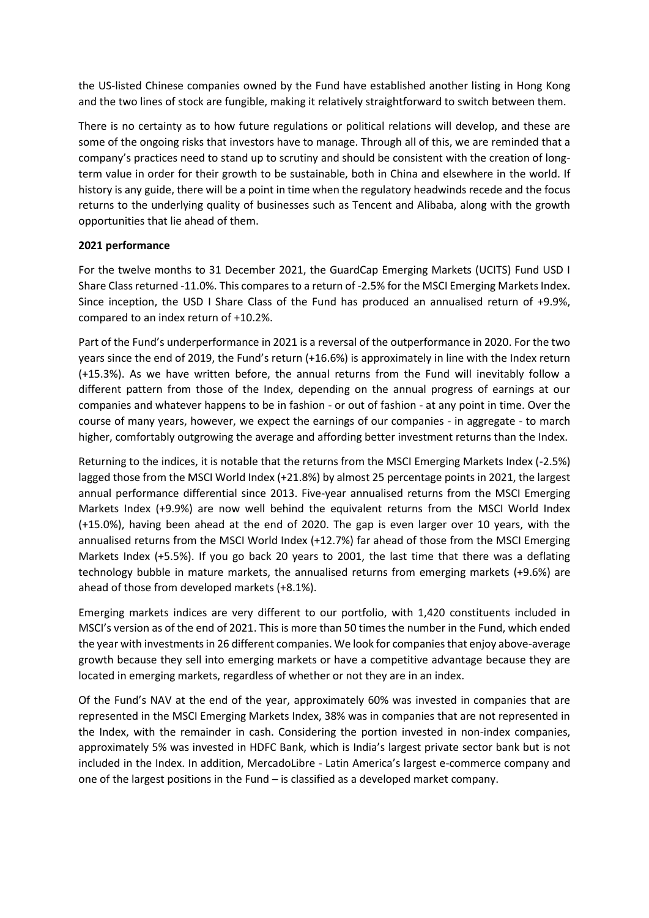the US-listed Chinese companies owned by the Fund have established another listing in Hong Kong and the two lines of stock are fungible, making it relatively straightforward to switch between them.

There is no certainty as to how future regulations or political relations will develop, and these are some of the ongoing risks that investors have to manage. Through all of this, we are reminded that a company's practices need to stand up to scrutiny and should be consistent with the creation of long-term value in order for their growth to be sustainable, both in China and elsewhere in the world. If history is any guide, there will be a point in time when the regulatory headwinds recede and the focus returns to the underlying quality of businesses such as Tencent and Alibaba, along with the growth opportunities that lie ahead of them.

**2021 performance**

For the twelve months to 31 December 2021, the GuardCap Emerging Markets (UCITS) Fund USD I Share Class returned -11.0%. This compares to a return of -2.5% for the MSCI Emerging Markets Index. Since inception, the USD I Share Class of the Fund has produced an annualised return of +9.9%, compared to an index return of +10.2%.

Part of the Fund's underperformance in 2021 is a reversal of the outperformance in 2020. For the two years since the end of 2019, the Fund's return (+16.6%) is approximately in line with the Index return (+15.3%). As we have written before, the annual returns from the Fund will inevitably follow a different pattern from those of the Index, depending on the annual progress of earnings at our companies and whatever happens to be in fashion - or out of fashion - at any point in time. Over the course of many years, however, we expect the earnings of our companies - in aggregate - to march higher, comfortably outgrowing the average and affording better investment returns than the Index.

Returning to the indices, it is notable that the returns from the MSCI Emerging Markets Index (-2.5%) lagged those from the MSCI World Index (+21.8%) by almost 25 percentage points in 2021, the largest annual performance differential since 2013. Five-year annualised returns from the MSCI Emerging Markets Index (+9.9%) are now well behind the equivalent returns from the MSCI World Index (+15.0%), having been ahead at the end of 2020. The gap is even larger over 10 years, with the annualised returns from the MSCI World Index (+12.7%) far ahead of those from the MSCI Emerging Markets Index (+5.5%). If you go back 20 years to 2001, the last time that there was a deflating technology bubble in mature markets, the annualised returns from emerging markets (+9.6%) are ahead of those from developed markets (+8.1%).

Emerging markets indices are very different to our portfolio, with 1,420 constituents included in MSCI's version as of the end of 2021. This is more than 50 times the number in the Fund, which ended the year with investments in 26 different companies. We look for companies that enjoy above-average growth because they sell into emerging markets or have a competitive advantage because they are located in emerging markets, regardless of whether or not they are in an index.

Of the Fund's NAV at the end of the year, approximately 60% was invested in companies that are represented in the MSCI Emerging Markets Index, 38% was in companies that are not represented in the Index, with the remainder in cash. Considering the portion invested in non-index companies, approximately 5% was invested in HDFC Bank, which is India's largest private sector bank but is not included in the Index. In addition, MercadoLibre - Latin America's largest e-commerce company and one of the largest positions in the Fund – is classified as a developed market company.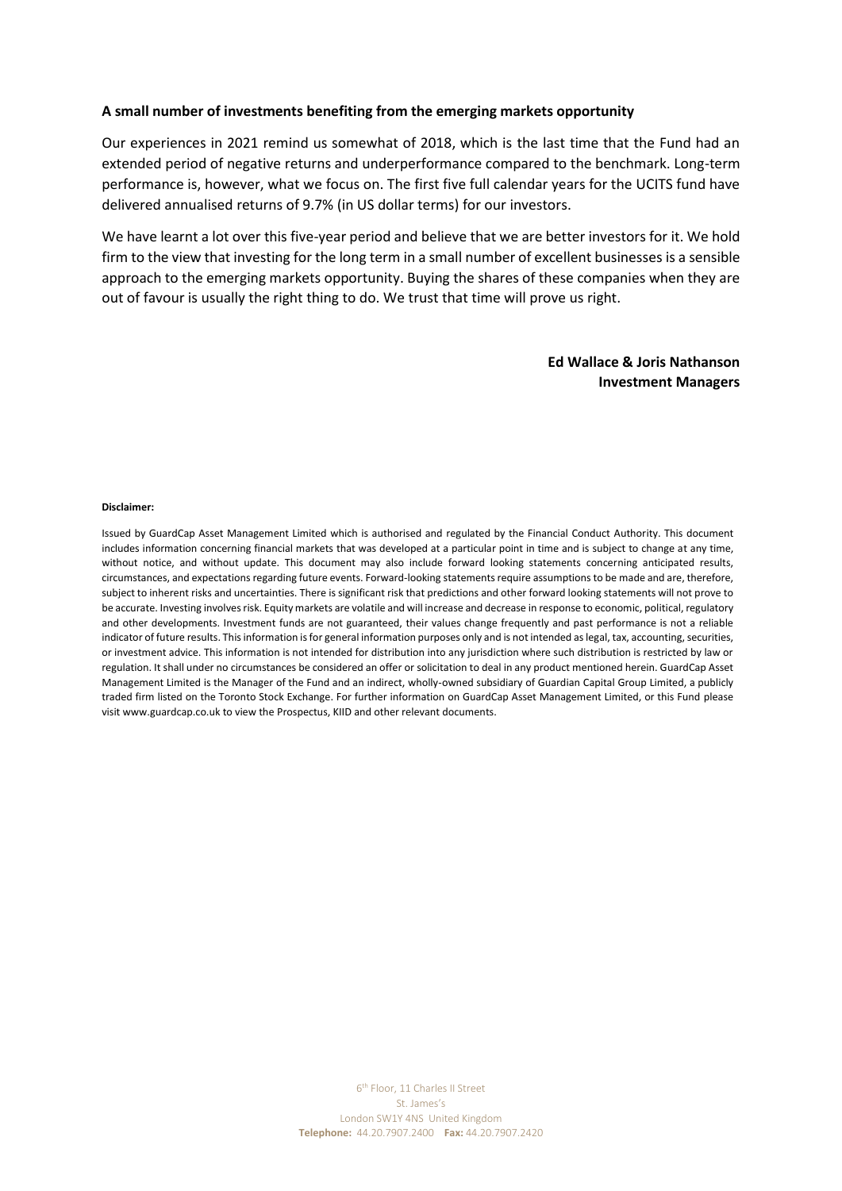**A small number of investments benefiting from the emerging markets opportunity**

Our experiences in 2021 remind us somewhat of 2018, which is the last time that the Fund had an extended period of negative returns and underperformance compared to the benchmark. Long-term performance is, however, what we focus on. The first five full calendar years for the UCITS fund have delivered annualised returns of 9.7% (in US dollar terms) for our investors.

We have learnt a lot over this five-year period and believe that we are better investors for it. We hold firm to the view that investing for the long term in a small number of excellent businesses is a sensible approach to the emerging markets opportunity. Buying the shares of these companies when they are out of favour is usually the right thing to do. We trust that time will prove us right.

**Ed Wallace & Joris Nathanson**
**Investment Managers**

**Disclaimer:**

Issued by GuardCap Asset Management Limited which is authorised and regulated by the Financial Conduct Authority. This document includes information concerning financial markets that was developed at a particular point in time and is subject to change at any time, without notice, and without update. This document may also include forward looking statements concerning anticipated results, circumstances, and expectations regarding future events. Forward-looking statements require assumptions to be made and are, therefore, subject to inherent risks and uncertainties. There is significant risk that predictions and other forward looking statements will not prove to be accurate. Investing involves risk. Equity markets are volatile and will increase and decrease in response to economic, political, regulatory and other developments. Investment funds are not guaranteed, their values change frequently and past performance is not a reliable indicator of future results. This information is for general information purposes only and is not intended as legal, tax, accounting, securities, or investment advice. This information is not intended for distribution into any jurisdiction where such distribution is restricted by law or regulation. It shall under no circumstances be considered an offer or solicitation to deal in any product mentioned herein. GuardCap Asset Management Limited is the Manager of the Fund and an indirect, wholly-owned subsidiary of Guardian Capital Group Limited, a publicly traded firm listed on the Toronto Stock Exchange. For further information on GuardCap Asset Management Limited, or this Fund please visit www.guardcap.co.uk to view the Prospectus, KIID and other relevant documents.

6th Floor, 11 Charles II Street
St. James's
London SW1Y 4NS United Kingdom
**Telephone:** 44.20.7907.2400 **Fax:** 44.20.7907.2420